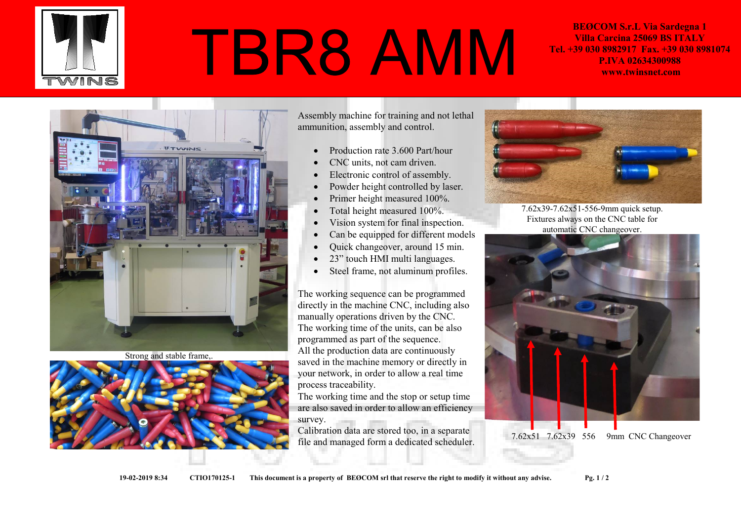# TBR8 AMM

**BEØCOM S.r.L Via Sardegna 1**
**Villa Carcina 25069 BS ITALY**
**Tel. +39 030 8982917 Fax. +39 030 8981074**
**P.IVA 02634300988**
**www.twinsnet.com**

Strong and stable frame,.

Assembly machine for training and not lethal ammunition, assembly and control.

- Production rate 3.600 Part/hour
- CNC units, not cam driven.
- Electronic control of assembly.
- Powder height controlled by laser.
- Primer height measured 100%.
- Total height measured 100%.
- Vision system for final inspection.
- Can be equipped for different models
- Quick changeover, around 15 min.
- 23" touch HMI multi languages.
- Steel frame, not aluminum profiles.

The working sequence can be programmed directly in the machine CNC, including also manually operations driven by the CNC.
The working time of the units, can be also programmed as part of the sequence.
All the production data are continuously saved in the machine memory or directly in your network, in order to allow a real time process traceability.
The working time and the stop or setup time are also saved in order to allow an efficiency survey.
Calibration data are stored too, in a separate file and managed form a dedicated scheduler.

7.62x39-7.62x51-556-9mm quick setup.
Fixtures always on the CNC table for automatic CNC changeover.

7.62x51 7.62x39 556 9mm CNC Changeover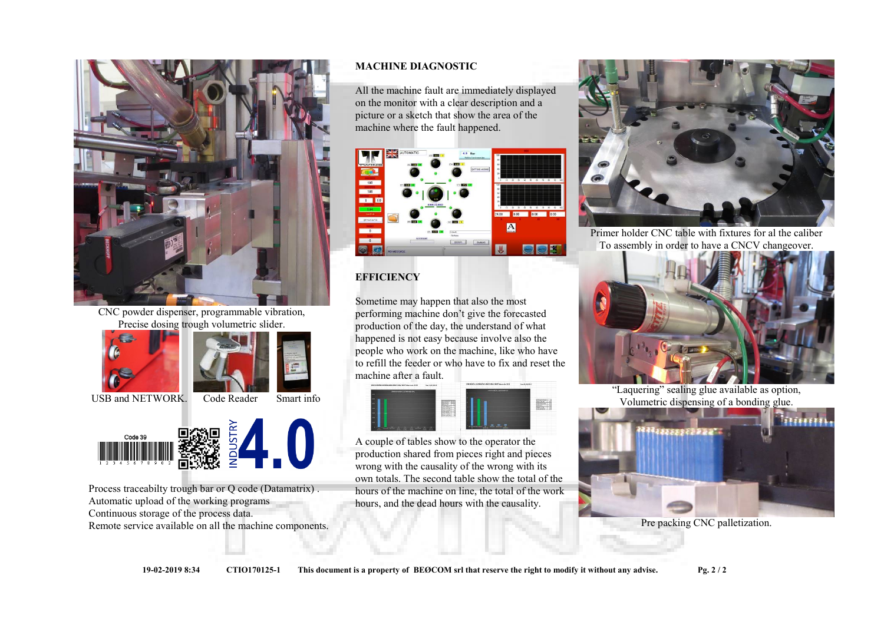CNC powder dispenser, programmable vibration,
Precise dosing trough volumetric slider.

USB and NETWORK. Code Reader Smart info

Process traceabilty trough bar or Q code (Datamatrix) .
Automatic upload of the working programs
Continuous storage of the process data.
Remote service available on all the machine components.

## MACHINE DIAGNOSTIC

All the machine fault are immediately displayed on the monitor with a clear description and a picture or a sketch that show the area of the machine where the fault happened.

## EFFICIENCY

Sometime may happen that also the most performing machine don't give the forecasted production of the day, the understand of what happened is not easy because involve also the people who work on the machine, like who have to refill the feeder or who have to fix and reset the machine after a fault.

A couple of tables show to the operator the production shared from pieces right and pieces wrong with the causality of the wrong with its own totals. The second table show the total of the hours of the machine on line, the total of the work hours, and the dead hours with the causality.

Primer holder CNC table with fixtures for al the caliber
To assembly in order to have a CNCV changeover.

"Laquering" sealing glue available as option,
Volumetric dispensing of a bonding glue.

Pre packing CNC palletization.

19-02-2019 8:34 CTIO170125-1 This document is a property of BEØCOM srl that reserve the right to modify it without any advise.